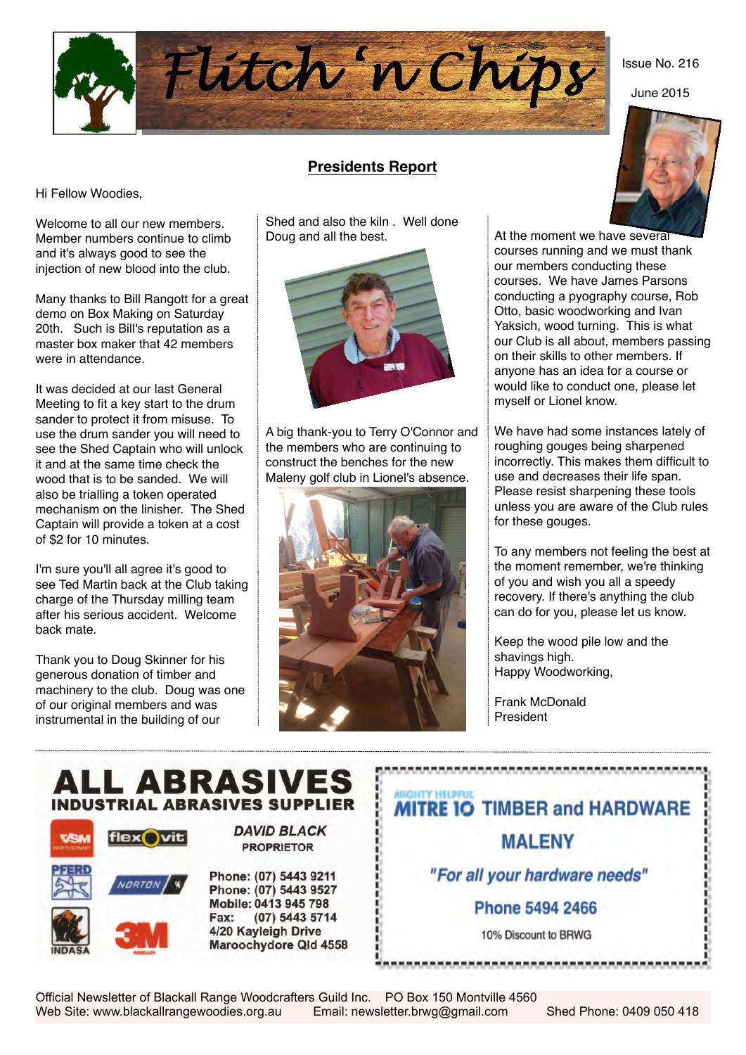# Flitch 'n Chips

Issue No. 216

June 2015

## Presidents Report

Hi Fellow Woodies,

Welcome to all our new members. Member numbers continue to climb and it's always good to see the injection of new blood into the club.

Many thanks to Bill Rangott for a great demo on Box Making on Saturday 20th. Such is Bill's reputation as a master box maker that 42 members were in attendance.

It was decided at our last General Meeting to fit a key start to the drum sander to protect it from misuse. To use the drum sander you will need to see the Shed Captain who will unlock it and at the same time check the wood that is to be sanded. We will also be trialling a token operated mechanism on the linisher. The Shed Captain will provide a token at a cost of $2 for 10 minutes.

I'm sure you'll all agree it's good to see Ted Martin back at the Club taking charge of the Thursday milling team after his serious accident. Welcome back mate.

Thank you to Doug Skinner for his generous donation of timber and machinery to the club. Doug was one of our original members and was instrumental in the building of our Shed and also the kiln . Well done Doug and all the best.

A big thank-you to Terry O'Connor and the members who are continuing to construct the benches for the new Maleny golf club in Lionel's absence.

At the moment we have several courses running and we must thank our members conducting these courses. We have James Parsons conducting a pyography course, Rob Otto, basic woodworking and Ivan Yaksich, wood turning. This is what our Club is all about, members passing on their skills to other members. If anyone has an idea for a course or would like to conduct one, please let myself or Lionel know.

We have had some instances lately of roughing gouges being sharpened incorrectly. This makes them difficult to use and decreases their life span. Please resist sharpening these tools unless you are aware of the Club rules for these gouges.

To any members not feeling the best at the moment remember, we're thinking of you and wish you all a speedy recovery. If there's anything the club can do for you, please let us know.

Keep the wood pile low and the shavings high.
Happy Woodworking,

Frank McDonald
President

---

**ALL ABRASIVES**
**INDUSTRIAL ABRASIVES SUPPLIER**

VSM, flexovit, PFERD, NORTON, INDASA, 3M

*DAVID BLACK*
PROPRIETOR

Phone: (07) 5443 9211
Phone: (07) 5443 9527
Mobile: 0413 945 798
Fax: (07) 5443 5714
4/20 Kayleigh Drive
Maroochydore Qld 4558

---

MIGHTY HELPFUL
**MITRE 10 TIMBER and HARDWARE**
**MALENY**
*"For all your hardware needs"*
**Phone 5494 2466**
10% Discount to BRWG

---

Official Newsletter of Blackall Range Woodcrafters Guild Inc. PO Box 150 Montville 4560
Web Site: www.blackallrangewoodies.org.au Email: newsletter.brwg@gmail.com Shed Phone: 0409 050 418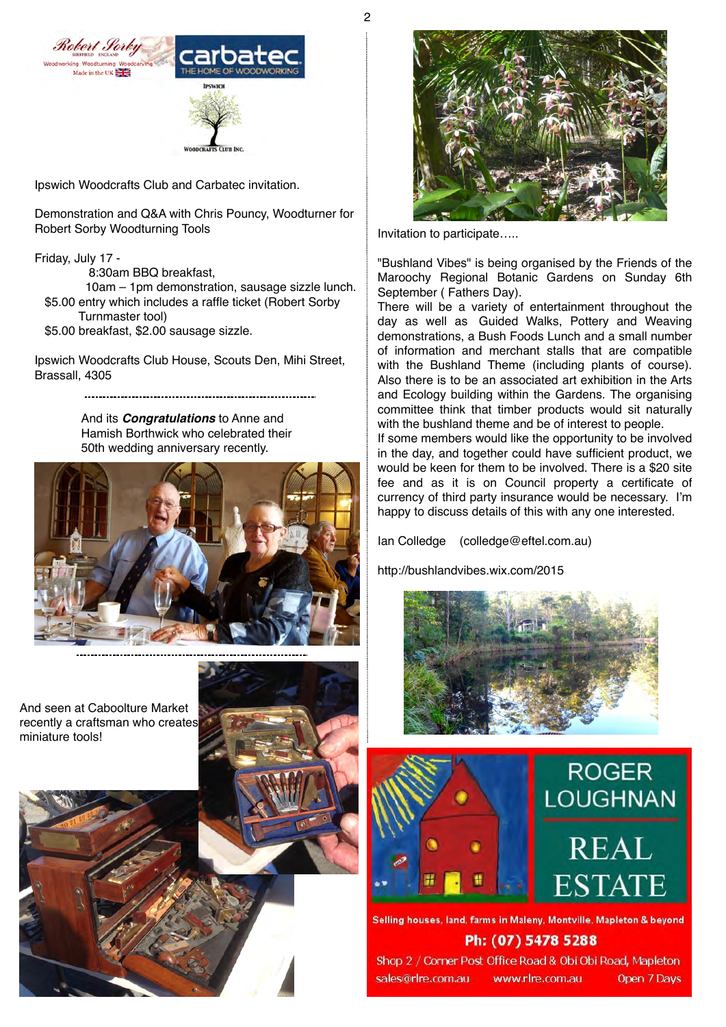Ipswich Woodcrafts Club and Carbatec invitation.

Demonstration and Q&A with Chris Pouncy, Woodturner for Robert Sorby Woodturning Tools

Friday, July 17 -
8:30am BBQ breakfast,
10am – 1pm demonstration, sausage sizzle lunch.
$5.00 entry which includes a raffle ticket (Robert Sorby Turnmaster tool)
$5.00 breakfast, $2.00 sausage sizzle.

Ipswich Woodcrafts Club House, Scouts Den, Mihi Street, Brassall, 4305

---

And its ***Congratulations*** to Anne and Hamish Borthwick who celebrated their 50th wedding anniversary recently.

---

And seen at Caboolture Market recently a craftsman who creates miniature tools!

Invitation to participate…..

"Bushland Vibes" is being organised by the Friends of the Maroochy Regional Botanic Gardens on Sunday 6th September ( Fathers Day).
There will be a variety of entertainment throughout the day as well as Guided Walks, Pottery and Weaving demonstrations, a Bush Foods Lunch and a small number of information and merchant stalls that are compatible with the Bushland Theme (including plants of course). Also there is to be an associated art exhibition in the Arts and Ecology building within the Gardens. The organising committee think that timber products would sit naturally with the bushland theme and be of interest to people.
If some members would like the opportunity to be involved in the day, and together could have sufficient product, we would be keen for them to be involved. There is a $20 site fee and as it is on Council property a certificate of currency of third party insurance would be necessary. I'm happy to discuss details of this with any one interested.

Ian Colledge (colledge@eftel.com.au)

http://bushlandvibes.wix.com/2015

ROGER LOUGHNAN REAL ESTATE

Selling houses, land, farms in Maleny, Montville, Mapleton & beyond

Ph: (07) 5478 5288

Shop 2 / Corner Post Office Road & Obi Obi Road, Mapleton

sales@rlre.com.au www.rlre.com.au Open 7 Days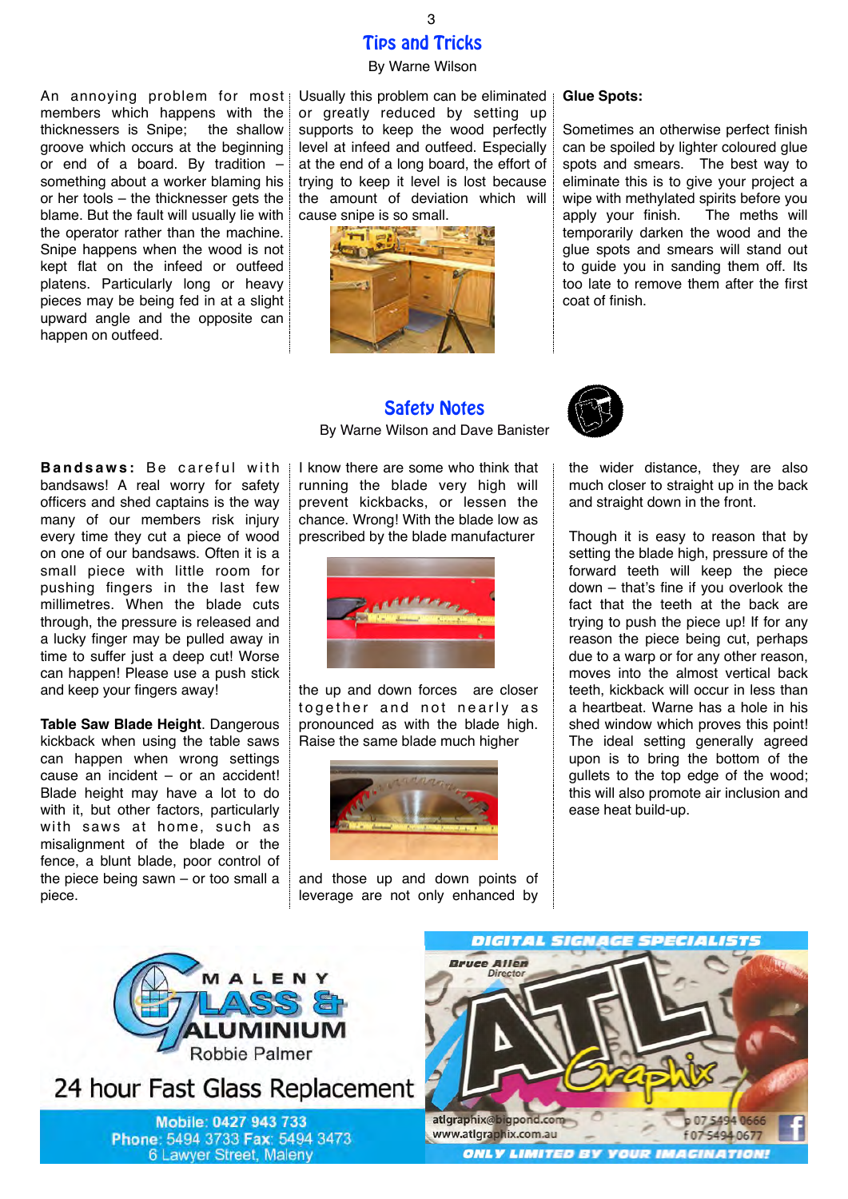## Tips and Tricks

By Warne Wilson

An annoying problem for most members which happens with the thicknessers is Snipe; the shallow groove which occurs at the beginning or end of a board. By tradition – something about a worker blaming his or her tools – the thicknesser gets the blame. But the fault will usually lie with the operator rather than the machine. Snipe happens when the wood is not kept flat on the infeed or outfeed platens. Particularly long or heavy pieces may be being fed in at a slight upward angle and the opposite can happen on outfeed.

Usually this problem can be eliminated or greatly reduced by setting up supports to keep the wood perfectly level at infeed and outfeed. Especially at the end of a long board, the effort of trying to keep it level is lost because the amount of deviation which will cause snipe is so small.

**Glue Spots:**

Sometimes an otherwise perfect finish can be spoiled by lighter coloured glue spots and smears. The best way to eliminate this is to give your project a wipe with methylated spirits before you apply your finish. The meths will temporarily darken the wood and the glue spots and smears will stand out to guide you in sanding them off. Its too late to remove them after the first coat of finish.

## Safety Notes

By Warne Wilson and Dave Banister

**Bandsaws:** Be careful with bandsaws! A real worry for safety officers and shed captains is the way many of our members risk injury every time they cut a piece of wood on one of our bandsaws. Often it is a small piece with little room for pushing fingers in the last few millimetres. When the blade cuts through, the pressure is released and a lucky finger may be pulled away in time to suffer just a deep cut! Worse can happen! Please use a push stick and keep your fingers away!

**Table Saw Blade Height**. Dangerous kickback when using the table saws can happen when wrong settings cause an incident – or an accident! Blade height may have a lot to do with it, but other factors, particularly with saws at home, such as misalignment of the blade or the fence, a blunt blade, poor control of the piece being sawn – or too small a piece.

I know there are some who think that running the blade very high will prevent kickbacks, or lessen the chance. Wrong! With the blade low as prescribed by the blade manufacturer the up and down forces are closer together and not nearly as pronounced as with the blade high. Raise the same blade much higher and those up and down points of leverage are not only enhanced by the wider distance, they are also much closer to straight up in the back and straight down in the front.

Though it is easy to reason that by setting the blade high, pressure of the forward teeth will keep the piece down – that's fine if you overlook the fact that the teeth at the back are trying to push the piece up! If for any reason the piece being cut, perhaps due to a warp or for any other reason, moves into the almost vertical back teeth, kickback will occur in less than a heartbeat. Warne has a hole in his shed window which proves this point! The ideal setting generally agreed upon is to bring the bottom of the gullets to the top edge of the wood; this will also promote air inclusion and ease heat build-up.

MALENY GLASS & ALUMINIUM
Robbie Palmer
24 hour Fast Glass Replacement
Mobile: 0427 943 733
Phone: 5494 3733 Fax: 5494 3473
6 Lawyer Street, Maleny

DIGITAL SIGNAGE SPECIALISTS
Bruce Allen
Director
ATL Graphix
atlgraphix@bigpond.com
www.atlgraphix.com.au
p 07 5494 0666
f 07 5494 0677
ONLY LIMITED BY YOUR IMAGINATION!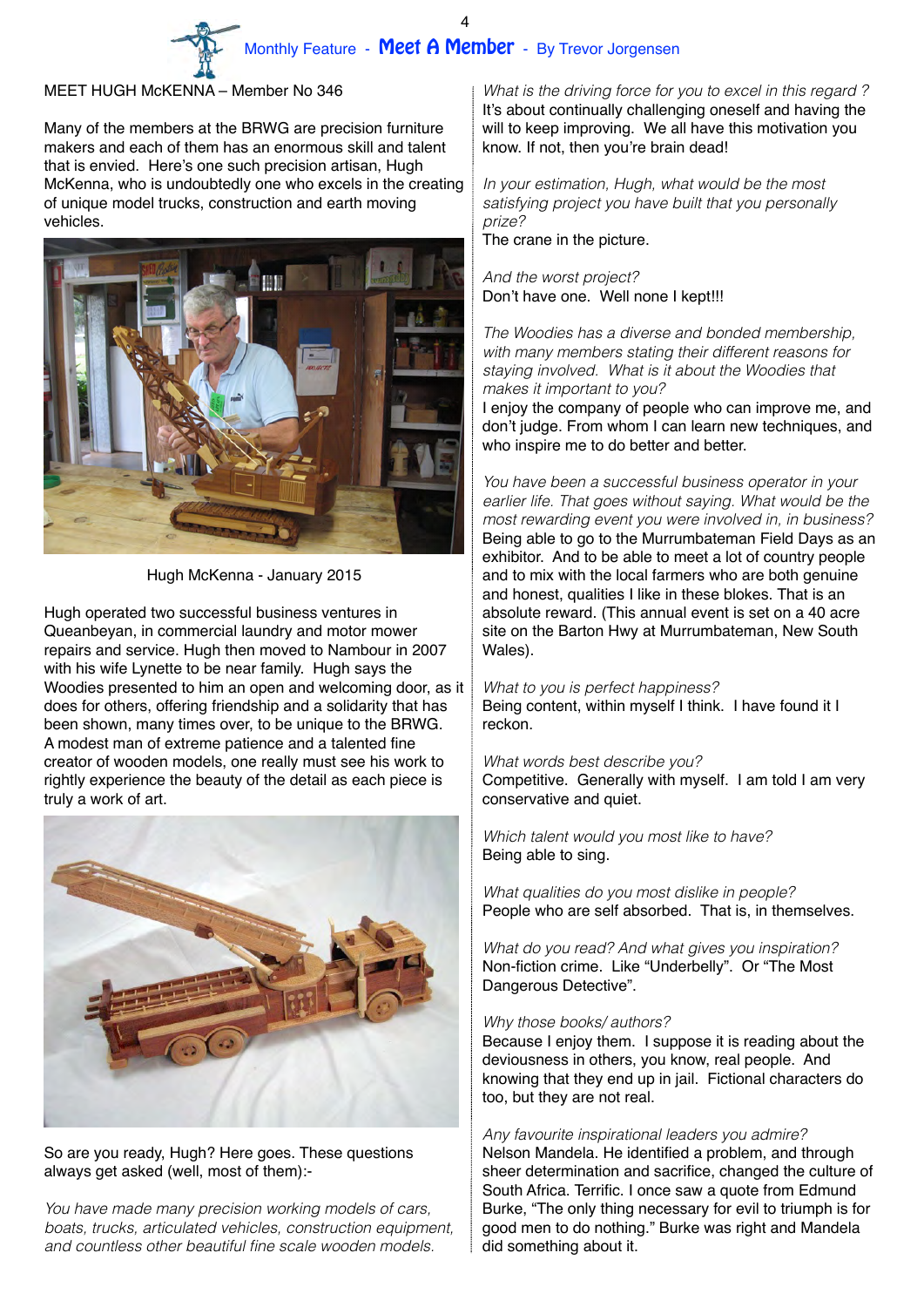# Monthly Feature - Meet A Member - By Trevor Jorgensen

MEET HUGH McKENNA – Member No 346

Many of the members at the BRWG are precision furniture makers and each of them has an enormous skill and talent that is envied. Here's one such precision artisan, Hugh McKenna, who is undoubtedly one who excels in the creating of unique model trucks, construction and earth moving vehicles.

Hugh McKenna - January 2015

Hugh operated two successful business ventures in Queanbeyan, in commercial laundry and motor mower repairs and service. Hugh then moved to Nambour in 2007 with his wife Lynette to be near family. Hugh says the Woodies presented to him an open and welcoming door, as it does for others, offering friendship and a solidarity that has been shown, many times over, to be unique to the BRWG. A modest man of extreme patience and a talented fine creator of wooden models, one really must see his work to rightly experience the beauty of the detail as each piece is truly a work of art.

So are you ready, Hugh? Here goes. These questions always get asked (well, most of them):-

*You have made many precision working models of cars, boats, trucks, articulated vehicles, construction equipment, and countless other beautiful fine scale wooden models. What is the driving force for you to excel in this regard ?*
It's about continually challenging oneself and having the will to keep improving. We all have this motivation you know. If not, then you're brain dead!

*In your estimation, Hugh, what would be the most satisfying project you have built that you personally prize?*
The crane in the picture.

*And the worst project?*
Don't have one. Well none I kept!!!

*The Woodies has a diverse and bonded membership, with many members stating their different reasons for staying involved. What is it about the Woodies that makes it important to you?*
I enjoy the company of people who can improve me, and don't judge. From whom I can learn new techniques, and who inspire me to do better and better.

*You have been a successful business operator in your earlier life. That goes without saying. What would be the most rewarding event you were involved in, in business?*
Being able to go to the Murrumbateman Field Days as an exhibitor. And to be able to meet a lot of country people and to mix with the local farmers who are both genuine and honest, qualities I like in these blokes. That is an absolute reward. (This annual event is set on a 40 acre site on the Barton Hwy at Murrumbateman, New South Wales).

*What to you is perfect happiness?*
Being content, within myself I think. I have found it I reckon.

*What words best describe you?*
Competitive. Generally with myself. I am told I am very conservative and quiet.

*Which talent would you most like to have?*
Being able to sing.

*What qualities do you most dislike in people?*
People who are self absorbed. That is, in themselves.

*What do you read? And what gives you inspiration?*
Non-fiction crime. Like "Underbelly". Or "The Most Dangerous Detective".

*Why those books/ authors?*
Because I enjoy them. I suppose it is reading about the deviousness in others, you know, real people. And knowing that they end up in jail. Fictional characters do too, but they are not real.

*Any favourite inspirational leaders you admire?*
Nelson Mandela. He identified a problem, and through sheer determination and sacrifice, changed the culture of South Africa. Terrific. I once saw a quote from Edmund Burke, "The only thing necessary for evil to triumph is for good men to do nothing." Burke was right and Mandela did something about it.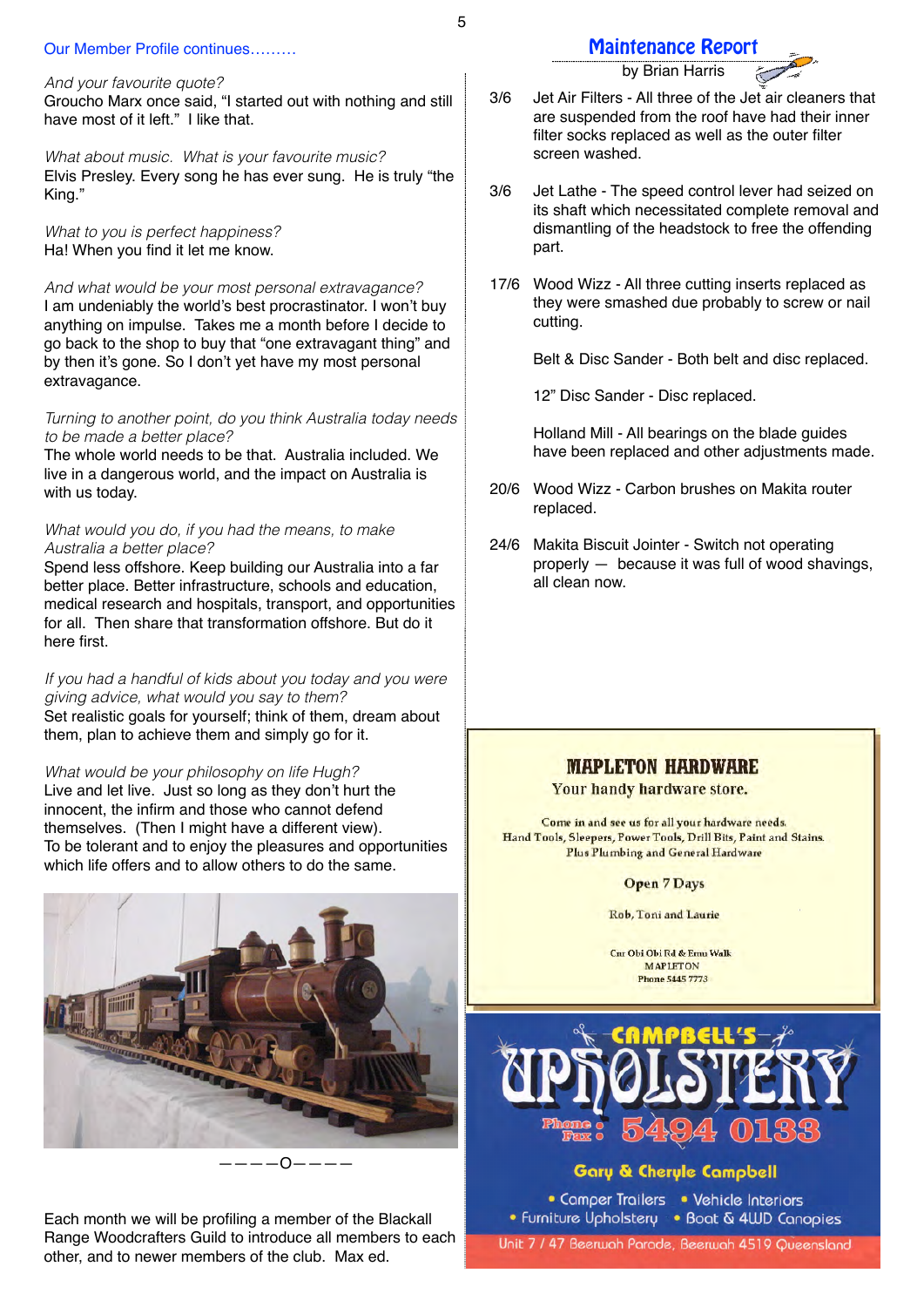Our Member Profile continues………

*And your favourite quote?*
Groucho Marx once said, "I started out with nothing and still have most of it left." I like that.

*What about music. What is your favourite music?*
Elvis Presley. Every song he has ever sung. He is truly "the King."

*What to you is perfect happiness?*
Ha! When you find it let me know.

*And what would be your most personal extravagance?*
I am undeniably the world's best procrastinator. I won't buy anything on impulse. Takes me a month before I decide to go back to the shop to buy that "one extravagant thing" and by then it's gone. So I don't yet have my most personal extravagance.

*Turning to another point, do you think Australia today needs to be made a better place?*
The whole world needs to be that. Australia included. We live in a dangerous world, and the impact on Australia is with us today.

*What would you do, if you had the means, to make Australia a better place?*
Spend less offshore. Keep building our Australia into a far better place. Better infrastructure, schools and education, medical research and hospitals, transport, and opportunities for all. Then share that transformation offshore. But do it here first.

*If you had a handful of kids about you today and you were giving advice, what would you say to them?*
Set realistic goals for yourself; think of them, dream about them, plan to achieve them and simply go for it.

*What would be your philosophy on life Hugh?*
Live and let live. Just so long as they don't hurt the innocent, the infirm and those who cannot defend themselves. (Then I might have a different view).
To be tolerant and to enjoy the pleasures and opportunities which life offers and to allow others to do the same.

————O————

Each month we will be profiling a member of the Blackall Range Woodcrafters Guild to introduce all members to each other, and to newer members of the club. Max ed.

## Maintenance Report

by Brian Harris

3/6 Jet Air Filters - All three of the Jet air cleaners that are suspended from the roof have had their inner filter socks replaced as well as the outer filter screen washed.

3/6 Jet Lathe - The speed control lever had seized on its shaft which necessitated complete removal and dismantling of the headstock to free the offending part.

17/6 Wood Wizz - All three cutting inserts replaced as they were smashed due probably to screw or nail cutting.

Belt & Disc Sander - Both belt and disc replaced.

12" Disc Sander - Disc replaced.

Holland Mill - All bearings on the blade guides have been replaced and other adjustments made.

20/6 Wood Wizz - Carbon brushes on Makita router replaced.

24/6 Makita Biscuit Jointer - Switch not operating properly — because it was full of wood shavings, all clean now.

**MAPLETON HARDWARE**
Your handy hardware store.

Come in and see us for all your hardware needs.
Hand Tools, Sleepers, Power Tools, Drill Bits, Paint and Stains.
Plus Plumbing and General Hardware

**Open 7 Days**

Rob, Toni and Laurie

Cnr Obi Obi Rd & Emu Walk
MAPLETON
Phone 5445 7773

**CAMPBELL'S UPHOLSTERY**

Phone / Fax: 5494 0133

Gary & Cheryle Campbell

- Camper Trailers
- Vehicle Interiors
- Furniture Upholstery
- Boat & 4WD Canopies

Unit 7 / 47 Beerwah Parade, Beerwah 4519 Queensland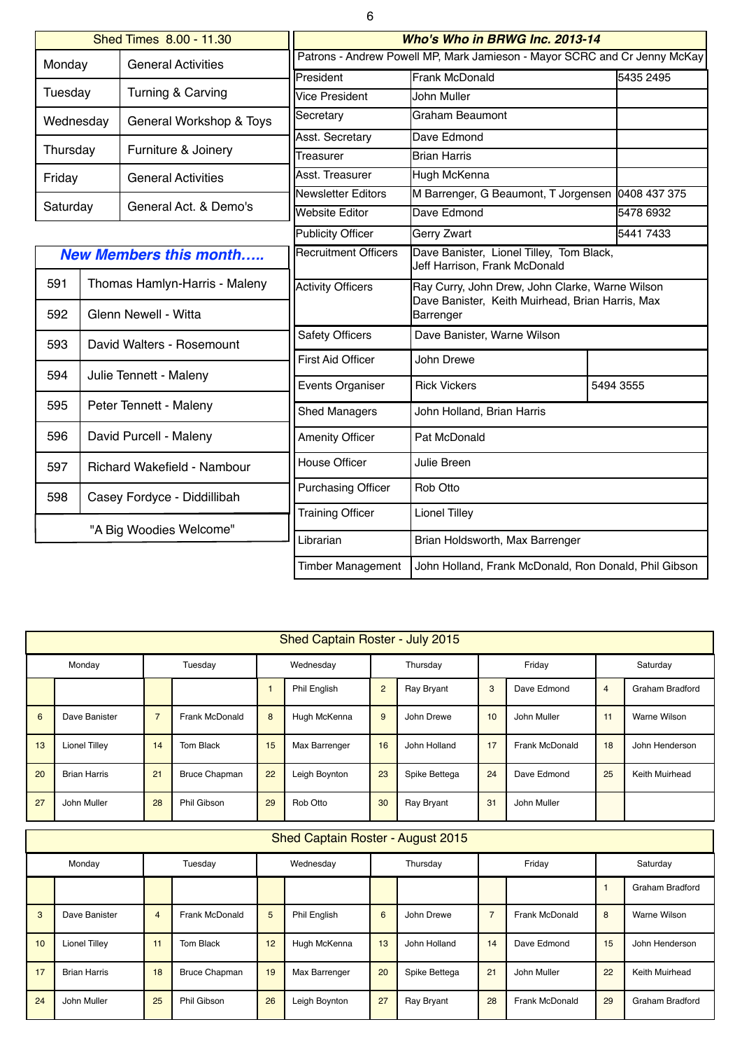| Shed Times 8.00 - 11.30 | |
|---|---|
| Monday | General Activities |
| Tuesday | Turning & Carving |
| Wednesday | General Workshop & Toys |
| Thursday | Furniture & Joinery |
| Friday | General Activities |
| Saturday | General Act. & Demo's |

| *New Members this month…..* | |
|---|---|
| 591 | Thomas Hamlyn-Harris - Maleny |
| 592 | Glenn Newell - Witta |
| 593 | David Walters - Rosemount |
| 594 | Julie Tennett - Maleny |
| 595 | Peter Tennett - Maleny |
| 596 | David Purcell - Maleny |
| 597 | Richard Wakefield - Nambour |
| 598 | Casey Fordyce - Diddillibah |
| "A Big Woodies Welcome" | |

| ***Who's Who in BRWG Inc. 2013-14*** | | |
|---|---|---|
| Patrons - Andrew Powell MP, Mark Jamieson - Mayor SCRC and Cr Jenny McKay | | |
| President | Frank McDonald | 5435 2495 |
| Vice President | John Muller | |
| Secretary | Graham Beaumont | |
| Asst. Secretary | Dave Edmond | |
| Treasurer | Brian Harris | |
| Asst. Treasurer | Hugh McKenna | |
| Newsletter Editors | M Barrenger, G Beaumont, T Jorgensen | 0408 437 375 |
| Website Editor | Dave Edmond | 5478 6932 |
| Publicity Officer | Gerry Zwart | 5441 7433 |
| Recruitment Officers | Dave Banister, Lionel Tilley, Tom Black, Jeff Harrison, Frank McDonald | |
| Activity Officers | Ray Curry, John Drew, John Clarke, Warne Wilson Dave Banister, Keith Muirhead, Brian Harris, Max Barrenger | |
| Safety Officers | Dave Banister, Warne Wilson | |
| First Aid Officer | John Drewe | |
| Events Organiser | Rick Vickers | 5494 3555 |
| Shed Managers | John Holland, Brian Harris | |
| Amenity Officer | Pat McDonald | |
| House Officer | Julie Breen | |
| Purchasing Officer | Rob Otto | |
| Training Officer | Lionel Tilley | |
| Librarian | Brian Holdsworth, Max Barrenger | |
| Timber Management | John Holland, Frank McDonald, Ron Donald, Phil Gibson | |

**Shed Captain Roster - July 2015**

| Monday | | Tuesday | | Wednesday | | Thursday | | Friday | | Saturday | |
|---|---|---|---|---|---|---|---|---|---|---|---|
| | | | | 1 | Phil English | 2 | Ray Bryant | 3 | Dave Edmond | 4 | Graham Bradford |
| 6 | Dave Banister | 7 | Frank McDonald | 8 | Hugh McKenna | 9 | John Drewe | 10 | John Muller | 11 | Warne Wilson |
| 13 | Lionel Tilley | 14 | Tom Black | 15 | Max Barrenger | 16 | John Holland | 17 | Frank McDonald | 18 | John Henderson |
| 20 | Brian Harris | 21 | Bruce Chapman | 22 | Leigh Boynton | 23 | Spike Bettega | 24 | Dave Edmond | 25 | Keith Muirhead |
| 27 | John Muller | 28 | Phil Gibson | 29 | Rob Otto | 30 | Ray Bryant | 31 | John Muller | | |

**Shed Captain Roster - August 2015**

| Monday | | Tuesday | | Wednesday | | Thursday | | Friday | | Saturday | |
|---|---|---|---|---|---|---|---|---|---|---|---|
| | | | | | | | | | | 1 | Graham Bradford |
| 3 | Dave Banister | 4 | Frank McDonald | 5 | Phil English | 6 | John Drewe | 7 | Frank McDonald | 8 | Warne Wilson |
| 10 | Lionel Tilley | 11 | Tom Black | 12 | Hugh McKenna | 13 | John Holland | 14 | Dave Edmond | 15 | John Henderson |
| 17 | Brian Harris | 18 | Bruce Chapman | 19 | Max Barrenger | 20 | Spike Bettega | 21 | John Muller | 22 | Keith Muirhead |
| 24 | John Muller | 25 | Phil Gibson | 26 | Leigh Boynton | 27 | Ray Bryant | 28 | Frank McDonald | 29 | Graham Bradford |